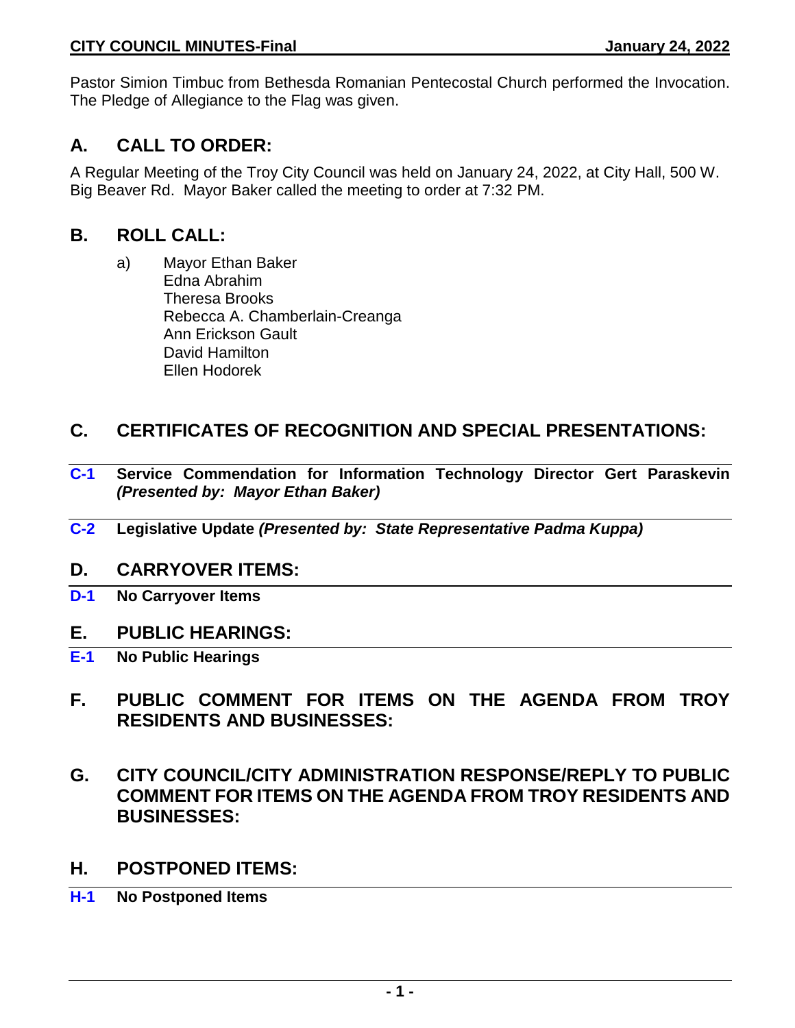Pastor Simion Timbuc from Bethesda Romanian Pentecostal Church performed the Invocation. The Pledge of Allegiance to the Flag was given.

## A. CALL TO ORDER:

A Regular Meeting of the Troy City Council was held on January 24, 2022, at City Hall, 500 W. Big Beaver Rd. Mayor Baker called the meeting to order at 7:32 PM.

## B. ROLL CALL:

a) Mayor Ethan Baker
Edna Abrahim
Theresa Brooks
Rebecca A. Chamberlain-Creanga
Ann Erickson Gault
David Hamilton
Ellen Hodorek

## C. CERTIFICATES OF RECOGNITION AND SPECIAL PRESENTATIONS:

**C-1 Service Commendation for Information Technology Director Gert Paraskevin** ***(Presented by: Mayor Ethan Baker)***

**C-2 Legislative Update** ***(Presented by: State Representative Padma Kuppa)***

## D. CARRYOVER ITEMS:

**D-1 No Carryover Items**

## E. PUBLIC HEARINGS:

**E-1 No Public Hearings**

## F. PUBLIC COMMENT FOR ITEMS ON THE AGENDA FROM TROY RESIDENTS AND BUSINESSES:

## G. CITY COUNCIL/CITY ADMINISTRATION RESPONSE/REPLY TO PUBLIC COMMENT FOR ITEMS ON THE AGENDA FROM TROY RESIDENTS AND BUSINESSES:

## H. POSTPONED ITEMS:

**H-1 No Postponed Items**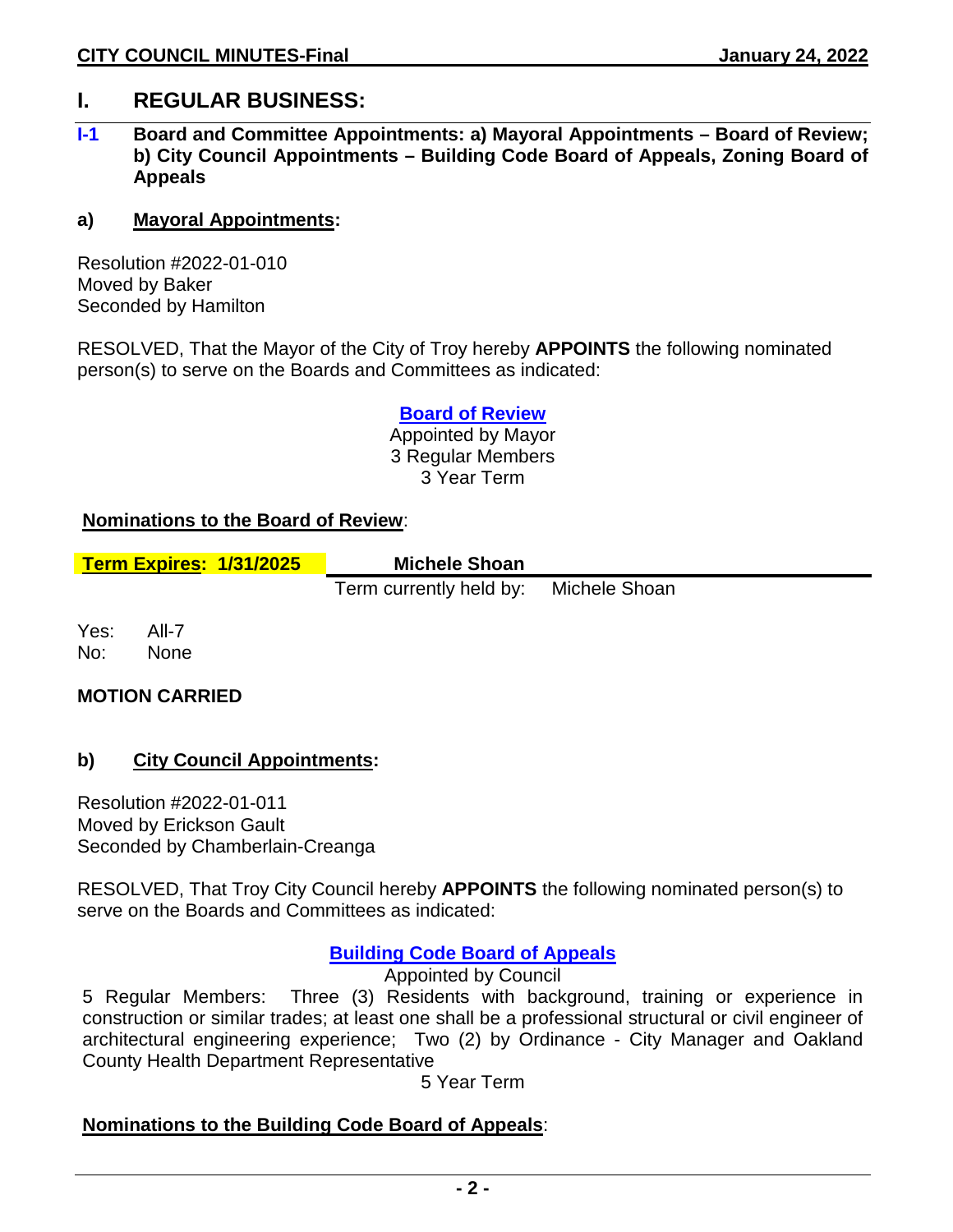## I. REGULAR BUSINESS:

### I-1 Board and Committee Appointments: a) Mayoral Appointments – Board of Review; b) City Council Appointments – Building Code Board of Appeals, Zoning Board of Appeals

#### a) Mayoral Appointments:

Resolution #2022-01-010
Moved by Baker
Seconded by Hamilton

RESOLVED, That the Mayor of the City of Troy hereby **APPOINTS** the following nominated person(s) to serve on the Boards and Committees as indicated:

**Board of Review**
Appointed by Mayor
3 Regular Members
3 Year Term

**Nominations to the Board of Review**:

| **Term Expires: 1/31/2025** | **Michele Shoan** | |
|---|---|---|
| | Term currently held by: | Michele Shoan |

Yes: All-7
No: None

**MOTION CARRIED**

#### b) City Council Appointments:

Resolution #2022-01-011
Moved by Erickson Gault
Seconded by Chamberlain-Creanga

RESOLVED, That Troy City Council hereby **APPOINTS** the following nominated person(s) to serve on the Boards and Committees as indicated:

**Building Code Board of Appeals**
Appointed by Council
5 Regular Members: Three (3) Residents with background, training or experience in construction or similar trades; at least one shall be a professional structural or civil engineer of architectural engineering experience; Two (2) by Ordinance - City Manager and Oakland County Health Department Representative
5 Year Term

**Nominations to the Building Code Board of Appeals**: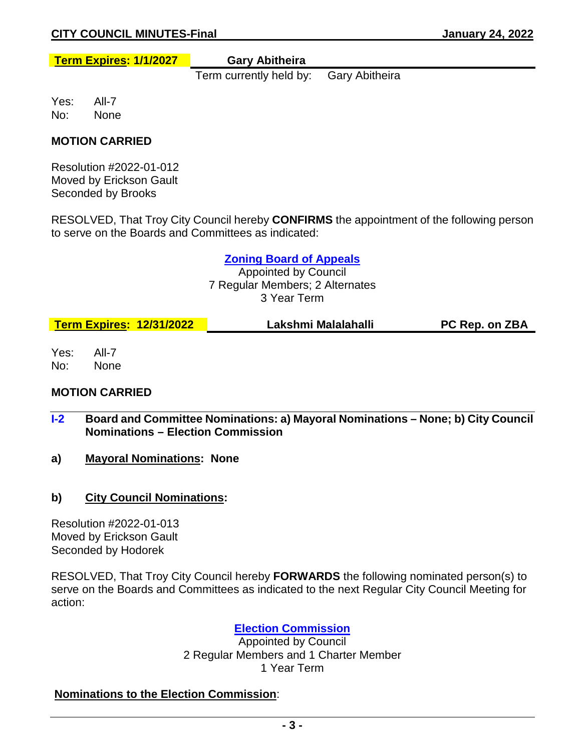**Term Expires: 1/1/2027** | **Gary Abitheira**
Term currently held by: Gary Abitheira

Yes: All-7
No: None

**MOTION CARRIED**

Resolution #2022-01-012
Moved by Erickson Gault
Seconded by Brooks

RESOLVED, That Troy City Council hereby **CONFIRMS** the appointment of the following person to serve on the Boards and Committees as indicated:

**Zoning Board of Appeals**
Appointed by Council
7 Regular Members; 2 Alternates
3 Year Term

**Term Expires: 12/31/2022** | **Lakshmi Malalahalli** | **PC Rep. on ZBA**

Yes: All-7
No: None

**MOTION CARRIED**

## I-2 Board and Committee Nominations: a) Mayoral Nominations – None; b) City Council Nominations – Election Commission

**a) Mayoral Nominations: None**

**b) City Council Nominations:**

Resolution #2022-01-013
Moved by Erickson Gault
Seconded by Hodorek

RESOLVED, That Troy City Council hereby **FORWARDS** the following nominated person(s) to serve on the Boards and Committees as indicated to the next Regular City Council Meeting for action:

**Election Commission**
Appointed by Council
2 Regular Members and 1 Charter Member
1 Year Term

**Nominations to the Election Commission**: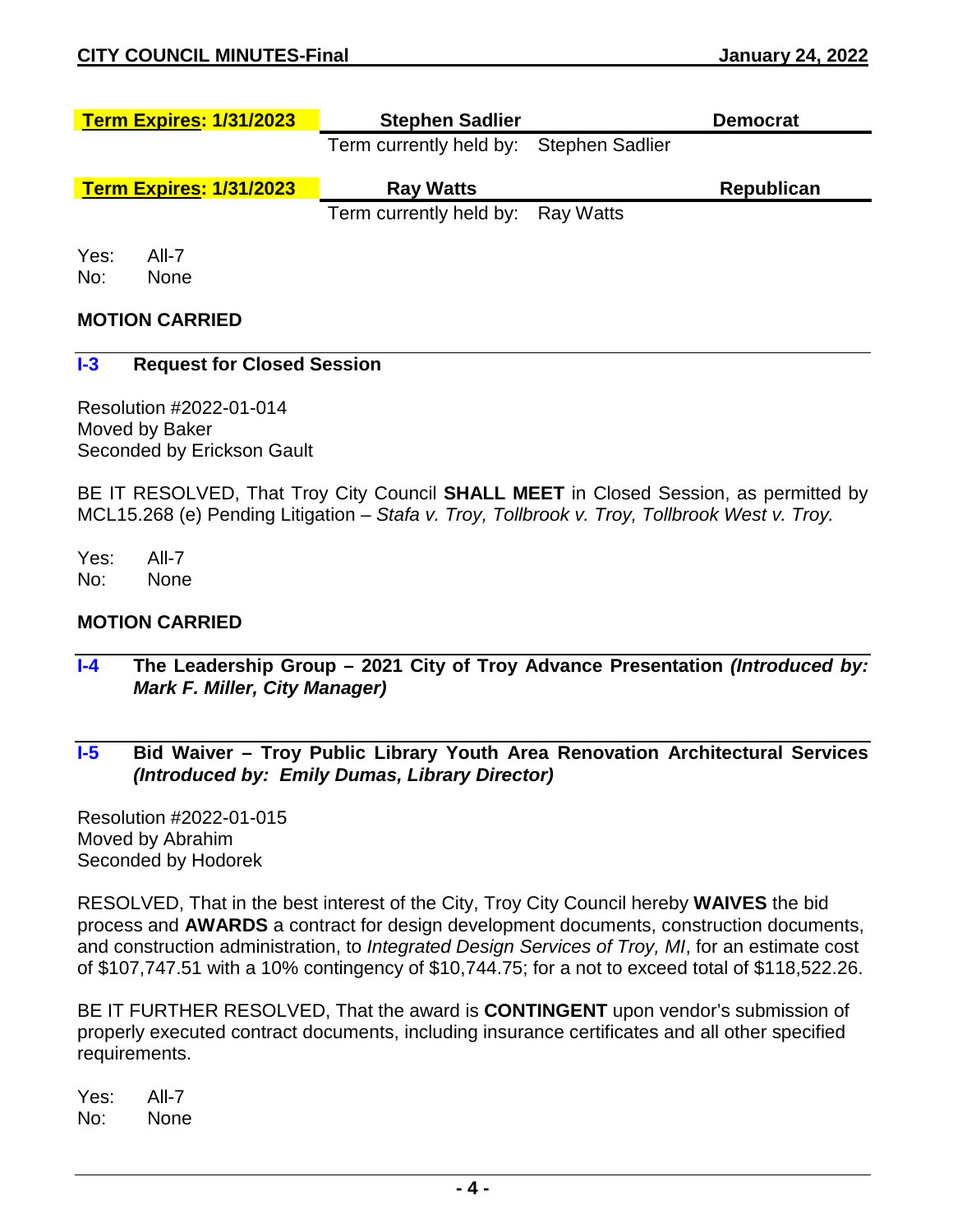| **Term Expires: 1/31/2023** | **Stephen Sadlier** | **Democrat** |
|---|---|---|
| | Term currently held by: Stephen Sadlier | |
| **Term Expires: 1/31/2023** | **Ray Watts** | **Republican** |
| | Term currently held by: Ray Watts | |

Yes: All-7
No: None

**MOTION CARRIED**

### I-3 Request for Closed Session

Resolution #2022-01-014
Moved by Baker
Seconded by Erickson Gault

BE IT RESOLVED, That Troy City Council **SHALL MEET** in Closed Session, as permitted by MCL15.268 (e) Pending Litigation – *Stafa v. Troy, Tollbrook v. Troy, Tollbrook West v. Troy.*

Yes: All-7
No: None

**MOTION CARRIED**

### I-4 The Leadership Group – 2021 City of Troy Advance Presentation *(Introduced by: Mark F. Miller, City Manager)*

### I-5 Bid Waiver – Troy Public Library Youth Area Renovation Architectural Services *(Introduced by: Emily Dumas, Library Director)*

Resolution #2022-01-015
Moved by Abrahim
Seconded by Hodorek

RESOLVED, That in the best interest of the City, Troy City Council hereby **WAIVES** the bid process and **AWARDS** a contract for design development documents, construction documents, and construction administration, to *Integrated Design Services of Troy, MI*, for an estimate cost of $107,747.51 with a 10% contingency of $10,744.75; for a not to exceed total of $118,522.26.

BE IT FURTHER RESOLVED, That the award is **CONTINGENT** upon vendor's submission of properly executed contract documents, including insurance certificates and all other specified requirements.

Yes: All-7
No: None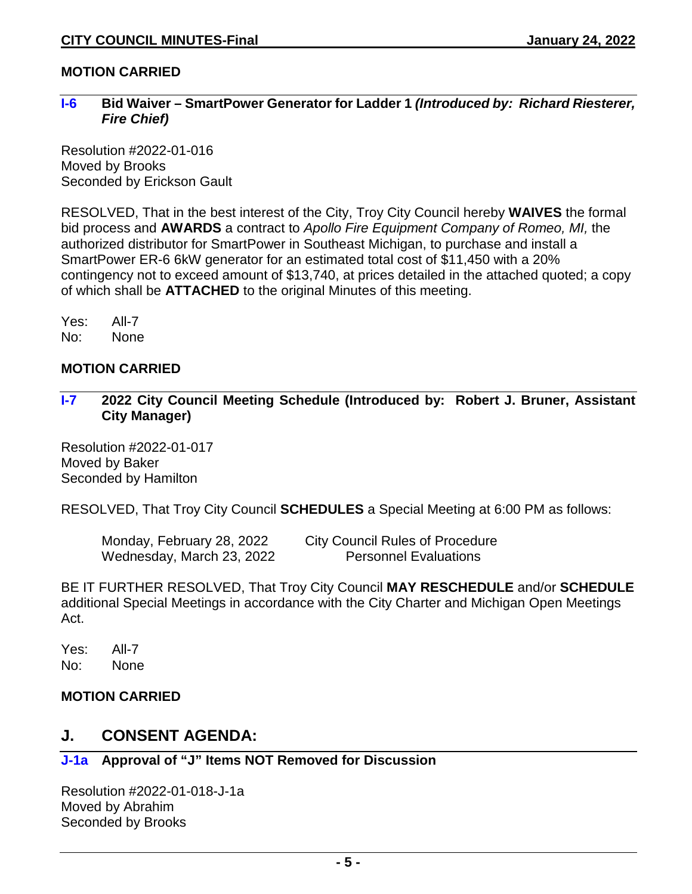**MOTION CARRIED**

### I-6 Bid Waiver – SmartPower Generator for Ladder 1 *(Introduced by: Richard Riesterer, Fire Chief)*

Resolution #2022-01-016
Moved by Brooks
Seconded by Erickson Gault

RESOLVED, That in the best interest of the City, Troy City Council hereby **WAIVES** the formal bid process and **AWARDS** a contract to *Apollo Fire Equipment Company of Romeo, MI,* the authorized distributor for SmartPower in Southeast Michigan, to purchase and install a SmartPower ER-6 6kW generator for an estimated total cost of $11,450 with a 20% contingency not to exceed amount of $13,740, at prices detailed in the attached quoted; a copy of which shall be **ATTACHED** to the original Minutes of this meeting.

Yes: All-7
No: None

**MOTION CARRIED**

### I-7 2022 City Council Meeting Schedule (Introduced by: Robert J. Bruner, Assistant City Manager)

Resolution #2022-01-017
Moved by Baker
Seconded by Hamilton

RESOLVED, That Troy City Council **SCHEDULES** a Special Meeting at 6:00 PM as follows:

| | |
|---|---|
| Monday, February 28, 2022 | City Council Rules of Procedure |
| Wednesday, March 23, 2022 | Personnel Evaluations |

BE IT FURTHER RESOLVED, That Troy City Council **MAY RESCHEDULE** and/or **SCHEDULE** additional Special Meetings in accordance with the City Charter and Michigan Open Meetings Act.

Yes: All-7
No: None

**MOTION CARRIED**

## J. CONSENT AGENDA:

### J-1a Approval of "J" Items NOT Removed for Discussion

Resolution #2022-01-018-J-1a
Moved by Abrahim
Seconded by Brooks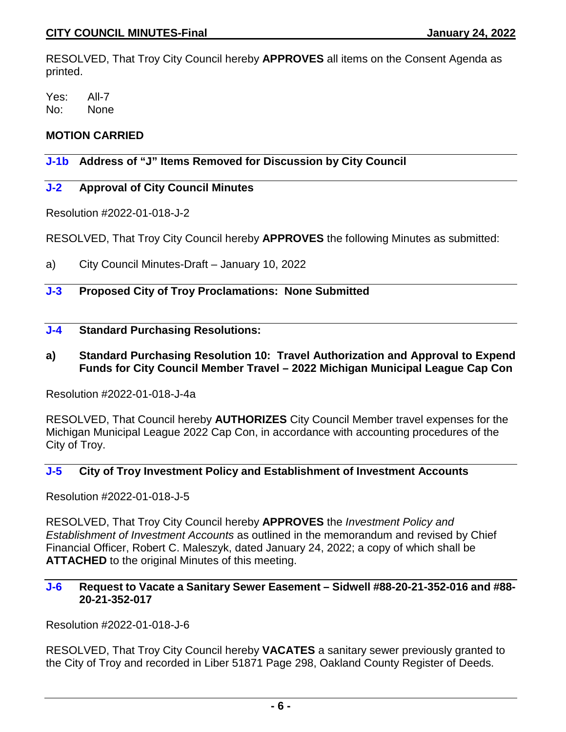RESOLVED, That Troy City Council hereby **APPROVES** all items on the Consent Agenda as printed.

Yes: All-7
No: None

**MOTION CARRIED**

## J-1b Address of "J" Items Removed for Discussion by City Council

## J-2 Approval of City Council Minutes

Resolution #2022-01-018-J-2

RESOLVED, That Troy City Council hereby **APPROVES** the following Minutes as submitted:

a) City Council Minutes-Draft – January 10, 2022

## J-3 Proposed City of Troy Proclamations: None Submitted

## J-4 Standard Purchasing Resolutions:

### a) Standard Purchasing Resolution 10: Travel Authorization and Approval to Expend Funds for City Council Member Travel – 2022 Michigan Municipal League Cap Con

Resolution #2022-01-018-J-4a

RESOLVED, That Council hereby **AUTHORIZES** City Council Member travel expenses for the Michigan Municipal League 2022 Cap Con, in accordance with accounting procedures of the City of Troy.

## J-5 City of Troy Investment Policy and Establishment of Investment Accounts

Resolution #2022-01-018-J-5

RESOLVED, That Troy City Council hereby **APPROVES** the *Investment Policy and Establishment of Investment Accounts* as outlined in the memorandum and revised by Chief Financial Officer, Robert C. Maleszyk, dated January 24, 2022; a copy of which shall be **ATTACHED** to the original Minutes of this meeting.

## J-6 Request to Vacate a Sanitary Sewer Easement – Sidwell #88-20-21-352-016 and #88-20-21-352-017

Resolution #2022-01-018-J-6

RESOLVED, That Troy City Council hereby **VACATES** a sanitary sewer previously granted to the City of Troy and recorded in Liber 51871 Page 298, Oakland County Register of Deeds.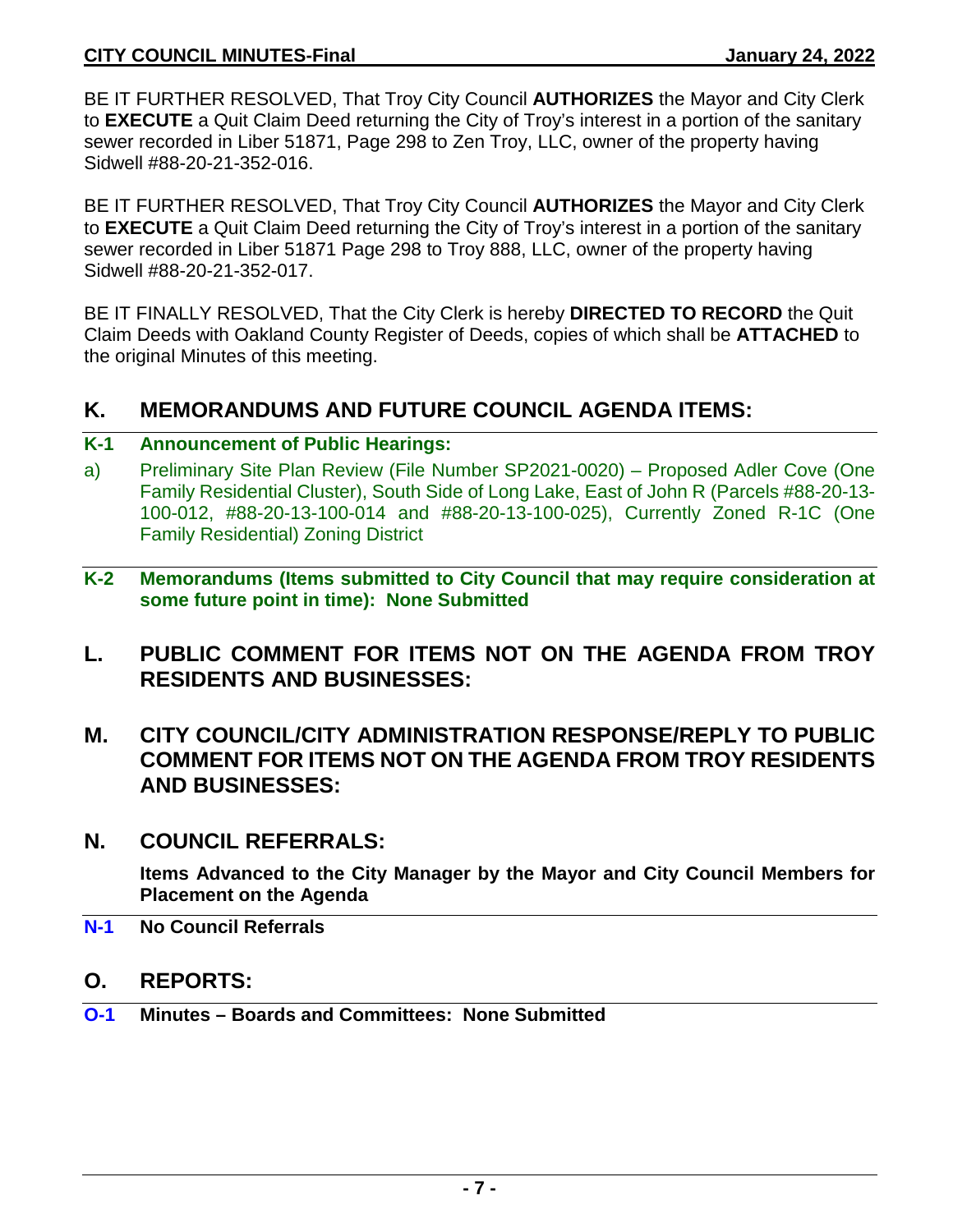BE IT FURTHER RESOLVED, That Troy City Council **AUTHORIZES** the Mayor and City Clerk to **EXECUTE** a Quit Claim Deed returning the City of Troy's interest in a portion of the sanitary sewer recorded in Liber 51871, Page 298 to Zen Troy, LLC, owner of the property having Sidwell #88-20-21-352-016.

BE IT FURTHER RESOLVED, That Troy City Council **AUTHORIZES** the Mayor and City Clerk to **EXECUTE** a Quit Claim Deed returning the City of Troy's interest in a portion of the sanitary sewer recorded in Liber 51871 Page 298 to Troy 888, LLC, owner of the property having Sidwell #88-20-21-352-017.

BE IT FINALLY RESOLVED, That the City Clerk is hereby **DIRECTED TO RECORD** the Quit Claim Deeds with Oakland County Register of Deeds, copies of which shall be **ATTACHED** to the original Minutes of this meeting.

## K. MEMORANDUMS AND FUTURE COUNCIL AGENDA ITEMS:

### K-1 Announcement of Public Hearings:

a) Preliminary Site Plan Review (File Number SP2021-0020) – Proposed Adler Cove (One Family Residential Cluster), South Side of Long Lake, East of John R (Parcels #88-20-13-100-012, #88-20-13-100-014 and #88-20-13-100-025), Currently Zoned R-1C (One Family Residential) Zoning District

### K-2 Memorandums (Items submitted to City Council that may require consideration at some future point in time): None Submitted

## L. PUBLIC COMMENT FOR ITEMS NOT ON THE AGENDA FROM TROY RESIDENTS AND BUSINESSES:

## M. CITY COUNCIL/CITY ADMINISTRATION RESPONSE/REPLY TO PUBLIC COMMENT FOR ITEMS NOT ON THE AGENDA FROM TROY RESIDENTS AND BUSINESSES:

## N. COUNCIL REFERRALS:

**Items Advanced to the City Manager by the Mayor and City Council Members for Placement on the Agenda**

### N-1 No Council Referrals

## O. REPORTS:

### O-1 Minutes – Boards and Committees: None Submitted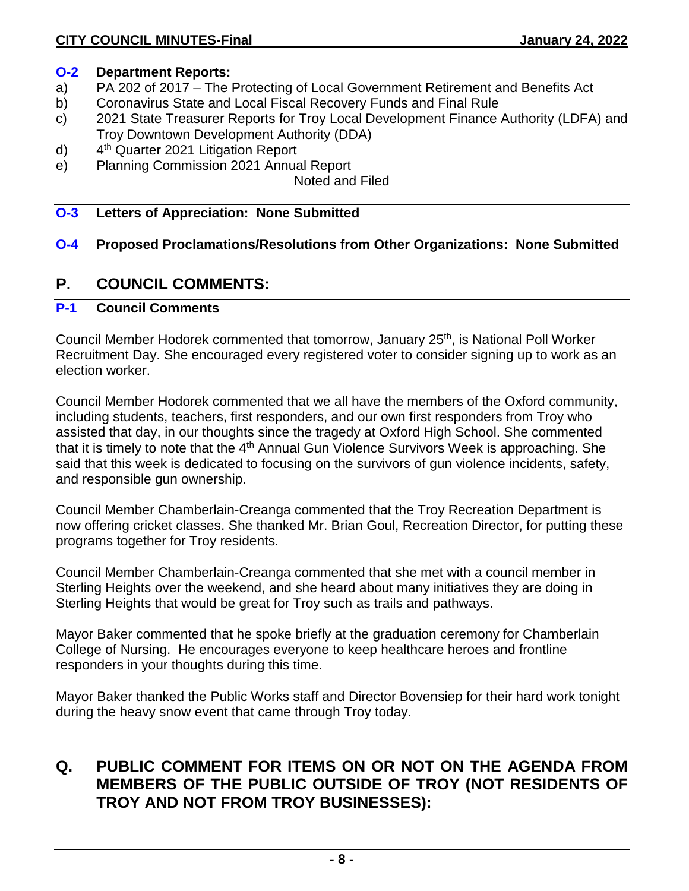**O-2 Department Reports:**

a) PA 202 of 2017 – The Protecting of Local Government Retirement and Benefits Act
b) Coronavirus State and Local Fiscal Recovery Funds and Final Rule
c) 2021 State Treasurer Reports for Troy Local Development Finance Authority (LDFA) and Troy Downtown Development Authority (DDA)
d) 4th Quarter 2021 Litigation Report
e) Planning Commission 2021 Annual Report

Noted and Filed

**O-3 Letters of Appreciation: None Submitted**

**O-4 Proposed Proclamations/Resolutions from Other Organizations: None Submitted**

## P. COUNCIL COMMENTS:

**P-1 Council Comments**

Council Member Hodorek commented that tomorrow, January 25th, is National Poll Worker Recruitment Day. She encouraged every registered voter to consider signing up to work as an election worker.

Council Member Hodorek commented that we all have the members of the Oxford community, including students, teachers, first responders, and our own first responders from Troy who assisted that day, in our thoughts since the tragedy at Oxford High School. She commented that it is timely to note that the 4th Annual Gun Violence Survivors Week is approaching. She said that this week is dedicated to focusing on the survivors of gun violence incidents, safety, and responsible gun ownership.

Council Member Chamberlain-Creanga commented that the Troy Recreation Department is now offering cricket classes. She thanked Mr. Brian Goul, Recreation Director, for putting these programs together for Troy residents.

Council Member Chamberlain-Creanga commented that she met with a council member in Sterling Heights over the weekend, and she heard about many initiatives they are doing in Sterling Heights that would be great for Troy such as trails and pathways.

Mayor Baker commented that he spoke briefly at the graduation ceremony for Chamberlain College of Nursing. He encourages everyone to keep healthcare heroes and frontline responders in your thoughts during this time.

Mayor Baker thanked the Public Works staff and Director Bovensiep for their hard work tonight during the heavy snow event that came through Troy today.

## Q. PUBLIC COMMENT FOR ITEMS ON OR NOT ON THE AGENDA FROM MEMBERS OF THE PUBLIC OUTSIDE OF TROY (NOT RESIDENTS OF TROY AND NOT FROM TROY BUSINESSES):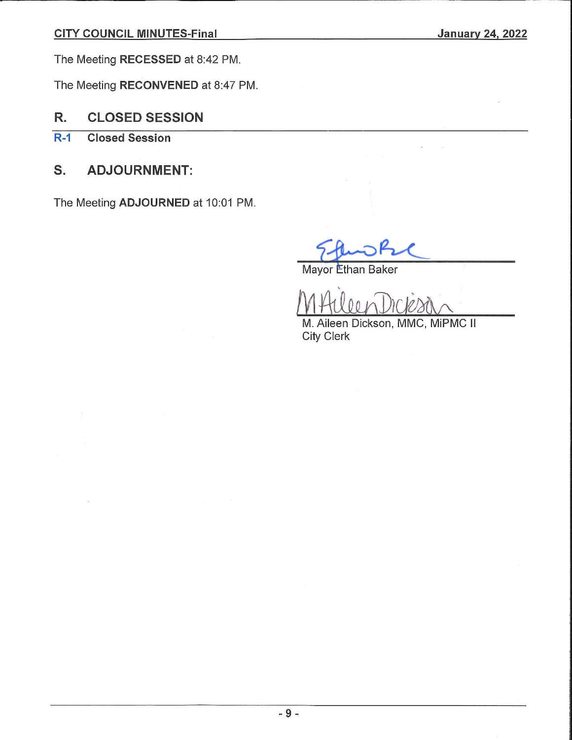The Meeting **RECESSED** at 8:42 PM.

The Meeting **RECONVENED** at 8:47 PM.

## R. CLOSED SESSION

### R-1 Closed Session

## S. ADJOURNMENT:

The Meeting **ADJOURNED** at 10:01 PM.

Mayor Ethan Baker

M. Aileen Dickson, MMC, MiPMC II
City Clerk